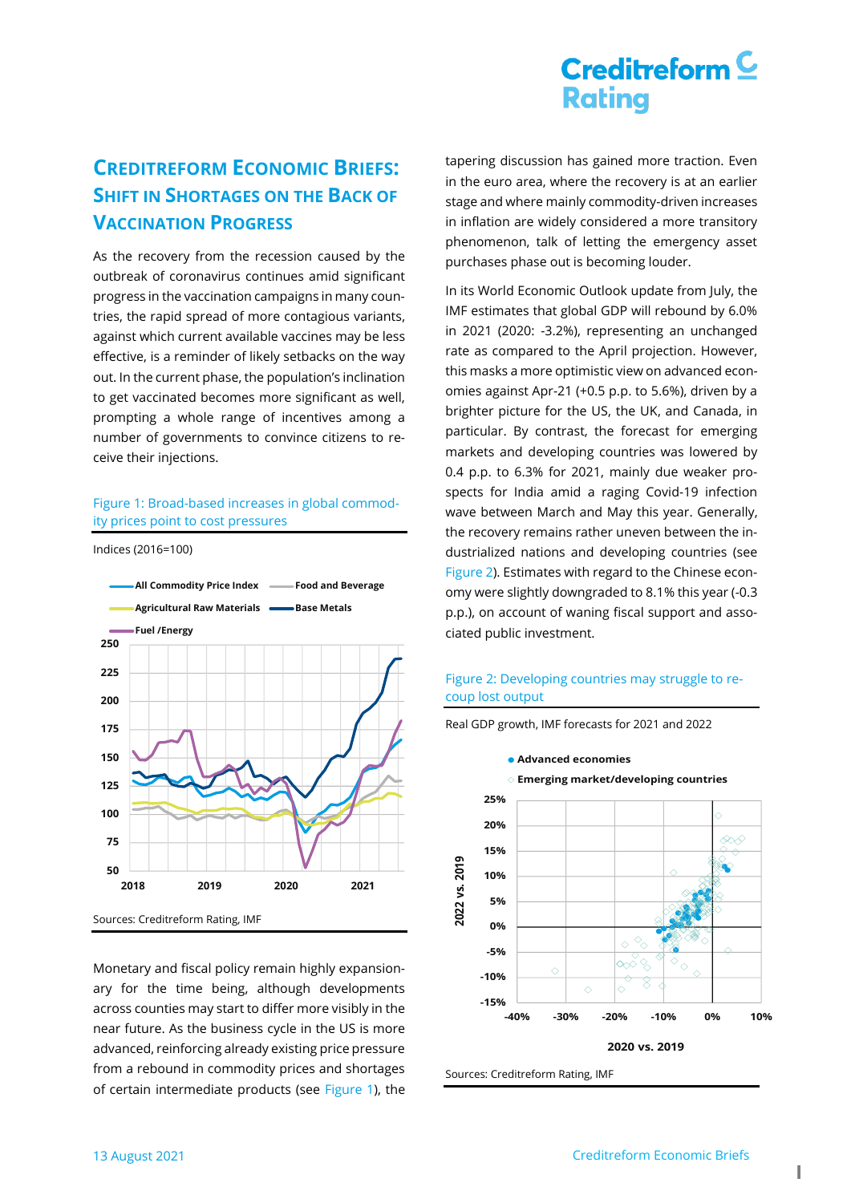# Creditreform Economic Briefs: Shift in Shortages on the Back of Vaccination Progress

As the recovery from the recession caused by the outbreak of coronavirus continues amid significant progress in the vaccination campaigns in many countries, the rapid spread of more contagious variants, against which current available vaccines may be less effective, is a reminder of likely setbacks on the way out. In the current phase, the population's inclination to get vaccinated becomes more significant as well, prompting a whole range of incentives among a number of governments to convince citizens to receive their injections.

Figure 1: Broad-based increases in global commodity prices point to cost pressures

Indices (2016=100)

Sources: Creditreform Rating, IMF

Monetary and fiscal policy remain highly expansionary for the time being, although developments across counties may start to differ more visibly in the near future. As the business cycle in the US is more advanced, reinforcing already existing price pressure from a rebound in commodity prices and shortages of certain intermediate products (see Figure 1), the tapering discussion has gained more traction. Even in the euro area, where the recovery is at an earlier stage and where mainly commodity-driven increases in inflation are widely considered a more transitory phenomenon, talk of letting the emergency asset purchases phase out is becoming louder.

In its World Economic Outlook update from July, the IMF estimates that global GDP will rebound by 6.0% in 2021 (2020: -3.2%), representing an unchanged rate as compared to the April projection. However, this masks a more optimistic view on advanced economies against Apr-21 (+0.5 p.p. to 5.6%), driven by a brighter picture for the US, the UK, and Canada, in particular. By contrast, the forecast for emerging markets and developing countries was lowered by 0.4 p.p. to 6.3% for 2021, mainly due weaker prospects for India amid a raging Covid-19 infection wave between March and May this year. Generally, the recovery remains rather uneven between the industrialized nations and developing countries (see Figure 2). Estimates with regard to the Chinese economy were slightly downgraded to 8.1% this year (-0.3 p.p.), on account of waning fiscal support and associated public investment.

Figure 2: Developing countries may struggle to recoup lost output

Real GDP growth, IMF forecasts for 2021 and 2022

Sources: Creditreform Rating, IMF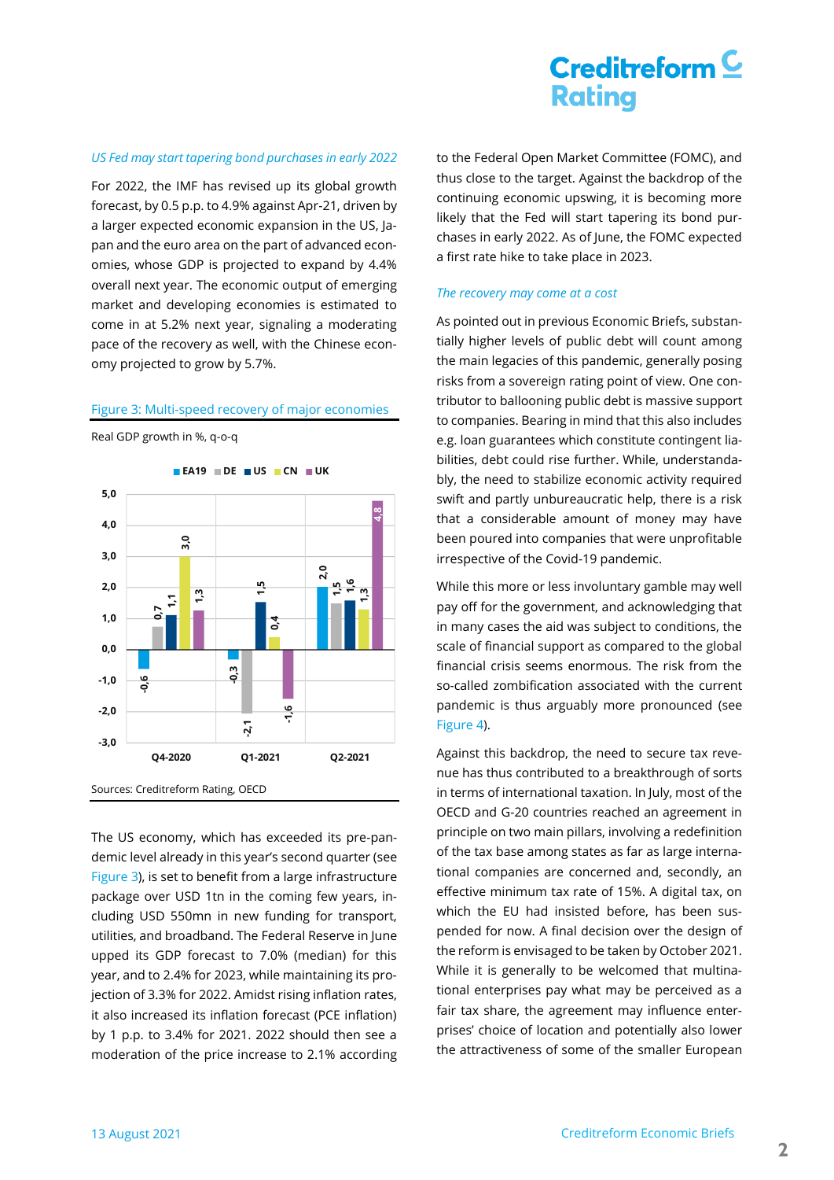*US Fed may start tapering bond purchases in early 2022*

For 2022, the IMF has revised up its global growth forecast, by 0.5 p.p. to 4.9% against Apr-21, driven by a larger expected economic expansion in the US, Japan and the euro area on the part of advanced economies, whose GDP is projected to expand by 4.4% overall next year. The economic output of emerging market and developing economies is estimated to come in at 5.2% next year, signaling a moderating pace of the recovery as well, with the Chinese economy projected to grow by 5.7%.

Figure 3: Multi-speed recovery of major economies

Real GDP growth in %, q-o-q

| | EA19 | DE | US | CN | UK |
|---|---|---|---|---|---|
| Q4-2020 | -0,6 | 0,7 | 1,1 | 3,0 | 1,3 |
| Q1-2021 | -0,3 | -2,1 | 1,5 | 0,4 | -1,6 |
| Q2-2021 | 2,0 | 1,5 | 1,6 | 1,3 | 4,8 |

Sources: Creditreform Rating, OECD

The US economy, which has exceeded its pre-pandemic level already in this year's second quarter (see Figure 3), is set to benefit from a large infrastructure package over USD 1tn in the coming few years, including USD 550mn in new funding for transport, utilities, and broadband. The Federal Reserve in June upped its GDP forecast to 7.0% (median) for this year, and to 2.4% for 2023, while maintaining its projection of 3.3% for 2022. Amidst rising inflation rates, it also increased its inflation forecast (PCE inflation) by 1 p.p. to 3.4% for 2021. 2022 should then see a moderation of the price increase to 2.1% according to the Federal Open Market Committee (FOMC), and thus close to the target. Against the backdrop of the continuing economic upswing, it is becoming more likely that the Fed will start tapering its bond purchases in early 2022. As of June, the FOMC expected a first rate hike to take place in 2023.

*The recovery may come at a cost*

As pointed out in previous Economic Briefs, substantially higher levels of public debt will count among the main legacies of this pandemic, generally posing risks from a sovereign rating point of view. One contributor to ballooning public debt is massive support to companies. Bearing in mind that this also includes e.g. loan guarantees which constitute contingent liabilities, debt could rise further. While, understandably, the need to stabilize economic activity required swift and partly unbureaucratic help, there is a risk that a considerable amount of money may have been poured into companies that were unprofitable irrespective of the Covid-19 pandemic.

While this more or less involuntary gamble may well pay off for the government, and acknowledging that in many cases the aid was subject to conditions, the scale of financial support as compared to the global financial crisis seems enormous. The risk from the so-called zombification associated with the current pandemic is thus arguably more pronounced (see Figure 4).

Against this backdrop, the need to secure tax revenue has thus contributed to a breakthrough of sorts in terms of international taxation. In July, most of the OECD and G-20 countries reached an agreement in principle on two main pillars, involving a redefinition of the tax base among states as far as large international companies are concerned and, secondly, an effective minimum tax rate of 15%. A digital tax, on which the EU had insisted before, has been suspended for now. A final decision over the design of the reform is envisaged to be taken by October 2021. While it is generally to be welcomed that multinational enterprises pay what may be perceived as a fair tax share, the agreement may influence enterprises' choice of location and potentially also lower the attractiveness of some of the smaller European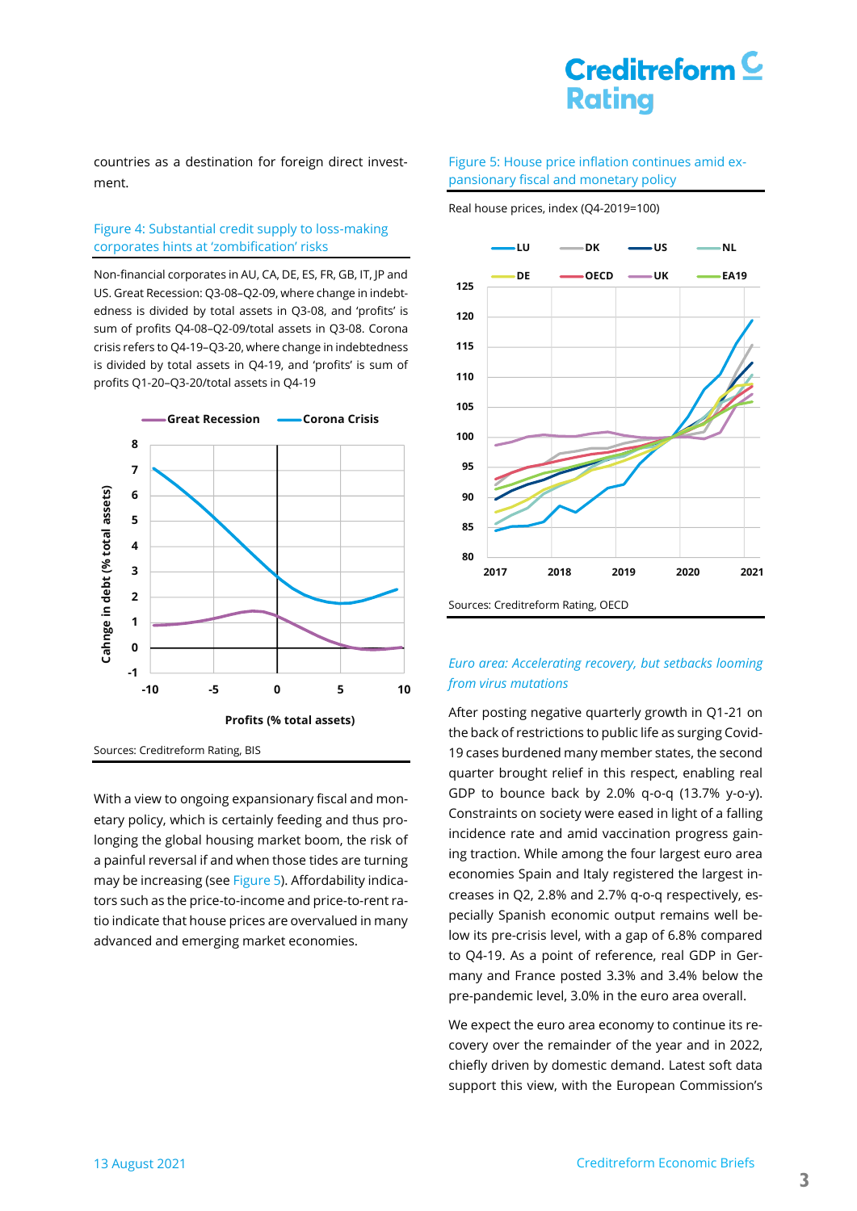countries as a destination for foreign direct investment.

### Figure 4: Substantial credit supply to loss-making corporates hints at 'zombification' risks

Non-financial corporates in AU, CA, DE, ES, FR, GB, IT, JP and US. Great Recession: Q3-08–Q2-09, where change in indebtedness is divided by total assets in Q3-08, and 'profits' is sum of profits Q4-08–Q2-09/total assets in Q3-08. Corona crisis refers to Q4-19–Q3-20, where change in indebtedness is divided by total assets in Q4-19, and 'profits' is sum of profits Q1-20–Q3-20/total assets in Q4-19

Sources: Creditreform Rating, BIS

With a view to ongoing expansionary fiscal and monetary policy, which is certainly feeding and thus prolonging the global housing market boom, the risk of a painful reversal if and when those tides are turning may be increasing (see Figure 5). Affordability indicators such as the price-to-income and price-to-rent ratio indicate that house prices are overvalued in many advanced and emerging market economies.

### Figure 5: House price inflation continues amid expansionary fiscal and monetary policy

Real house prices, index (Q4-2019=100)

Sources: Creditreform Rating, OECD

### *Euro area: Accelerating recovery, but setbacks looming from virus mutations*

After posting negative quarterly growth in Q1-21 on the back of restrictions to public life as surging Covid-19 cases burdened many member states, the second quarter brought relief in this respect, enabling real GDP to bounce back by 2.0% q-o-q (13.7% y-o-y). Constraints on society were eased in light of a falling incidence rate and amid vaccination progress gaining traction. While among the four largest euro area economies Spain and Italy registered the largest increases in Q2, 2.8% and 2.7% q-o-q respectively, especially Spanish economic output remains well below its pre-crisis level, with a gap of 6.8% compared to Q4-19. As a point of reference, real GDP in Germany and France posted 3.3% and 3.4% below the pre-pandemic level, 3.0% in the euro area overall.

We expect the euro area economy to continue its recovery over the remainder of the year and in 2022, chiefly driven by domestic demand. Latest soft data support this view, with the European Commission's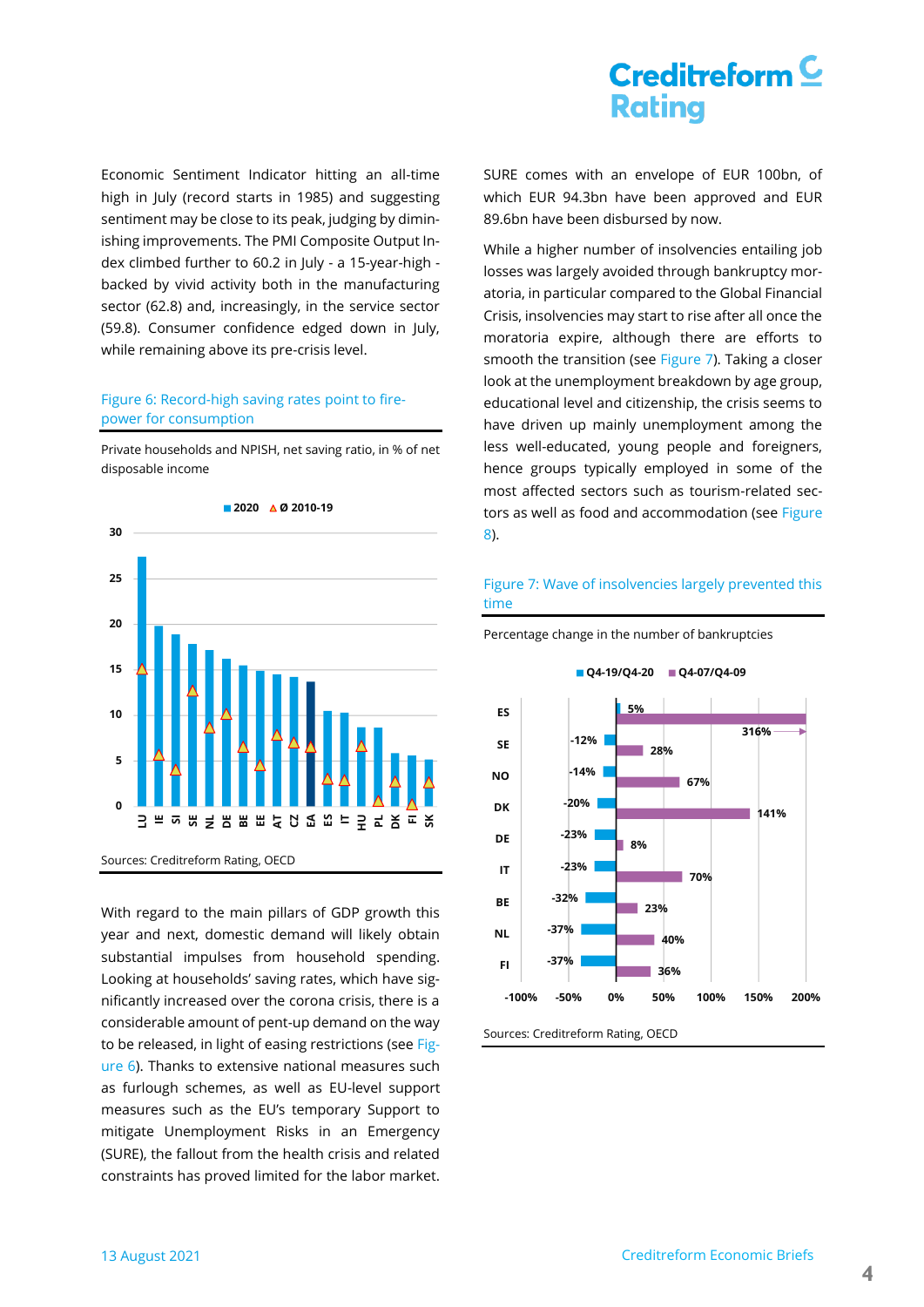Economic Sentiment Indicator hitting an all-time high in July (record starts in 1985) and suggesting sentiment may be close to its peak, judging by diminishing improvements. The PMI Composite Output Index climbed further to 60.2 in July - a 15-year-high - backed by vivid activity both in the manufacturing sector (62.8) and, increasingly, in the service sector (59.8). Consumer confidence edged down in July, while remaining above its pre-crisis level.

Figure 6: Record-high saving rates point to firepower for consumption

Private households and NPISH, net saving ratio, in % of net disposable income

Sources: Creditreform Rating, OECD

With regard to the main pillars of GDP growth this year and next, domestic demand will likely obtain substantial impulses from household spending. Looking at households' saving rates, which have significantly increased over the corona crisis, there is a considerable amount of pent-up demand on the way to be released, in light of easing restrictions (see Figure 6). Thanks to extensive national measures such as furlough schemes, as well as EU-level support measures such as the EU's temporary Support to mitigate Unemployment Risks in an Emergency (SURE), the fallout from the health crisis and related constraints has proved limited for the labor market. SURE comes with an envelope of EUR 100bn, of which EUR 94.3bn have been approved and EUR 89.6bn have been disbursed by now.

While a higher number of insolvencies entailing job losses was largely avoided through bankruptcy moratoria, in particular compared to the Global Financial Crisis, insolvencies may start to rise after all once the moratoria expire, although there are efforts to smooth the transition (see Figure 7). Taking a closer look at the unemployment breakdown by age group, educational level and citizenship, the crisis seems to have driven up mainly unemployment among the less well-educated, young people and foreigners, hence groups typically employed in some of the most affected sectors such as tourism-related sectors as well as food and accommodation (see Figure 8).

Figure 7: Wave of insolvencies largely prevented this time

Percentage change in the number of bankruptcies

| | Q4-19/Q4-20 | Q4-07/Q4-09 |
|---|---|---|
| ES | 5% | 316% |
| SE | -12% | 28% |
| NO | -14% | 67% |
| DK | -20% | 141% |
| DE | -23% | 8% |
| IT | -23% | 70% |
| BE | -32% | 23% |
| NL | -37% | 40% |
| FI | -37% | 36% |

Sources: Creditreform Rating, OECD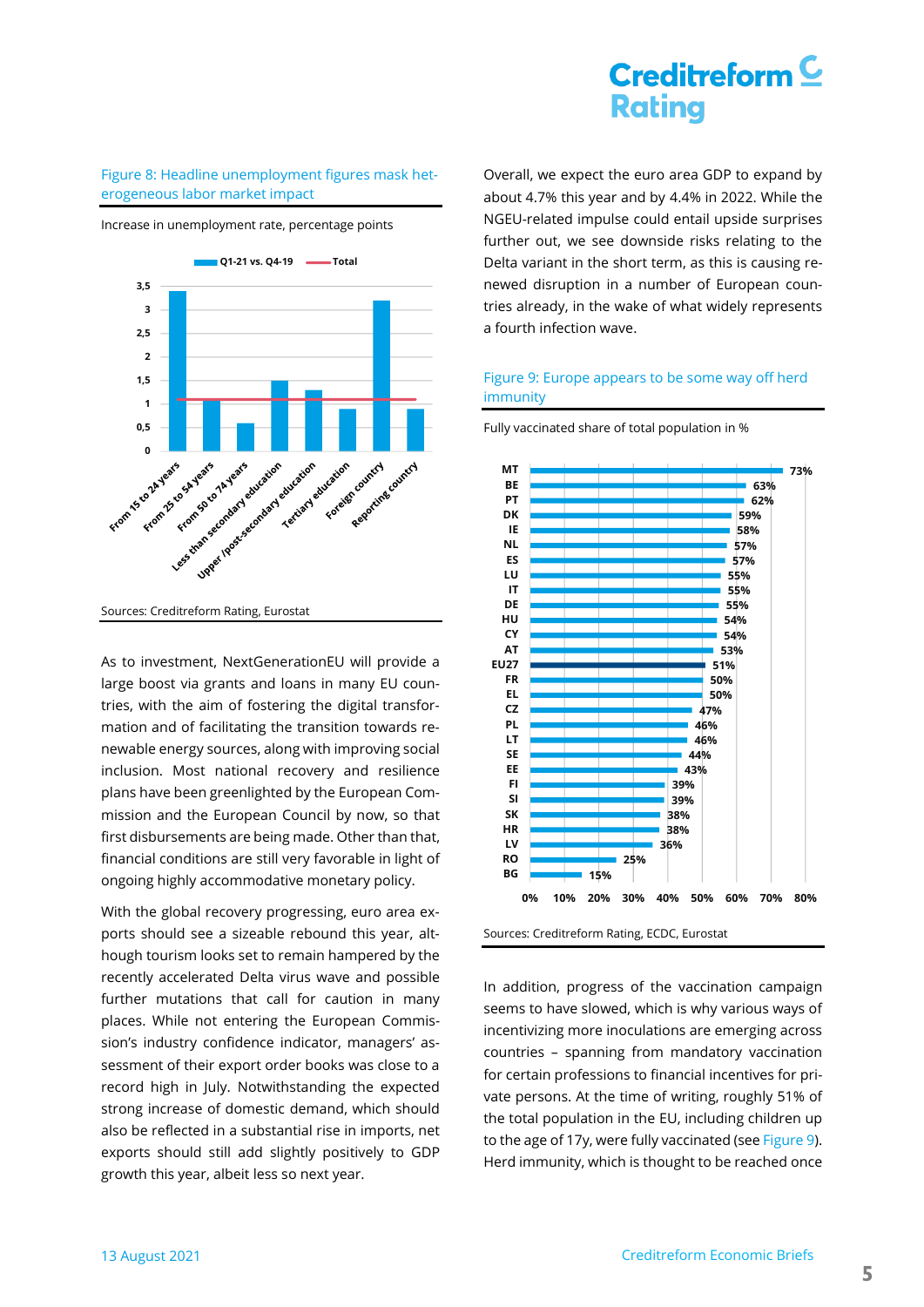Figure 8: Headline unemployment figures mask heterogeneous labor market impact

Increase in unemployment rate, percentage points

Sources: Creditreform Rating, Eurostat

As to investment, NextGenerationEU will provide a large boost via grants and loans in many EU countries, with the aim of fostering the digital transformation and of facilitating the transition towards renewable energy sources, along with improving social inclusion. Most national recovery and resilience plans have been greenlighted by the European Commission and the European Council by now, so that first disbursements are being made. Other than that, financial conditions are still very favorable in light of ongoing highly accommodative monetary policy.

With the global recovery progressing, euro area exports should see a sizeable rebound this year, although tourism looks set to remain hampered by the recently accelerated Delta virus wave and possible further mutations that call for caution in many places. While not entering the European Commission's industry confidence indicator, managers' assessment of their export order books was close to a record high in July. Notwithstanding the expected strong increase of domestic demand, which should also be reflected in a substantial rise in imports, net exports should still add slightly positively to GDP growth this year, albeit less so next year.

Overall, we expect the euro area GDP to expand by about 4.7% this year and by 4.4% in 2022. While the NGEU-related impulse could entail upside surprises further out, we see downside risks relating to the Delta variant in the short term, as this is causing renewed disruption in a number of European countries already, in the wake of what widely represents a fourth infection wave.

Figure 9: Europe appears to be some way off herd immunity

Fully vaccinated share of total population in %

Sources: Creditreform Rating, ECDC, Eurostat

In addition, progress of the vaccination campaign seems to have slowed, which is why various ways of incentivizing more inoculations are emerging across countries – spanning from mandatory vaccination for certain professions to financial incentives for private persons. At the time of writing, roughly 51% of the total population in the EU, including children up to the age of 17y, were fully vaccinated (see Figure 9). Herd immunity, which is thought to be reached once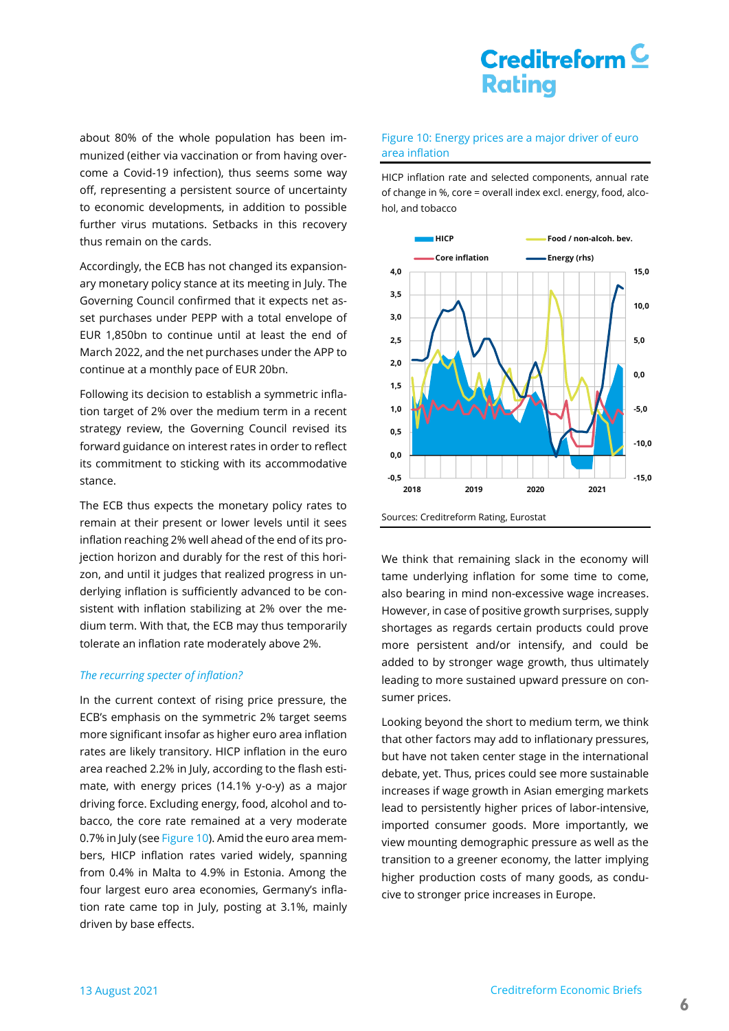about 80% of the whole population has been immunized (either via vaccination or from having overcome a Covid-19 infection), thus seems some way off, representing a persistent source of uncertainty to economic developments, in addition to possible further virus mutations. Setbacks in this recovery thus remain on the cards.

Accordingly, the ECB has not changed its expansionary monetary policy stance at its meeting in July. The Governing Council confirmed that it expects net asset purchases under PEPP with a total envelope of EUR 1,850bn to continue until at least the end of March 2022, and the net purchases under the APP to continue at a monthly pace of EUR 20bn.

Following its decision to establish a symmetric inflation target of 2% over the medium term in a recent strategy review, the Governing Council revised its forward guidance on interest rates in order to reflect its commitment to sticking with its accommodative stance.

The ECB thus expects the monetary policy rates to remain at their present or lower levels until it sees inflation reaching 2% well ahead of the end of its projection horizon and durably for the rest of this horizon, and until it judges that realized progress in underlying inflation is sufficiently advanced to be consistent with inflation stabilizing at 2% over the medium term. With that, the ECB may thus temporarily tolerate an inflation rate moderately above 2%.

### *The recurring specter of inflation?*

In the current context of rising price pressure, the ECB's emphasis on the symmetric 2% target seems more significant insofar as higher euro area inflation rates are likely transitory. HICP inflation in the euro area reached 2.2% in July, according to the flash estimate, with energy prices (14.1% y-o-y) as a major driving force. Excluding energy, food, alcohol and tobacco, the core rate remained at a very moderate 0.7% in July (see Figure 10). Amid the euro area members, HICP inflation rates varied widely, spanning from 0.4% in Malta to 4.9% in Estonia. Among the four largest euro area economies, Germany's inflation rate came top in July, posting at 3.1%, mainly driven by base effects.

Figure 10: Energy prices are a major driver of euro area inflation

HICP inflation rate and selected components, annual rate of change in %, core = overall index excl. energy, food, alcohol, and tobacco

Sources: Creditreform Rating, Eurostat

We think that remaining slack in the economy will tame underlying inflation for some time to come, also bearing in mind non-excessive wage increases. However, in case of positive growth surprises, supply shortages as regards certain products could prove more persistent and/or intensify, and could be added to by stronger wage growth, thus ultimately leading to more sustained upward pressure on consumer prices.

Looking beyond the short to medium term, we think that other factors may add to inflationary pressures, but have not taken center stage in the international debate, yet. Thus, prices could see more sustainable increases if wage growth in Asian emerging markets lead to persistently higher prices of labor-intensive, imported consumer goods. More importantly, we view mounting demographic pressure as well as the transition to a greener economy, the latter implying higher production costs of many goods, as conducive to stronger price increases in Europe.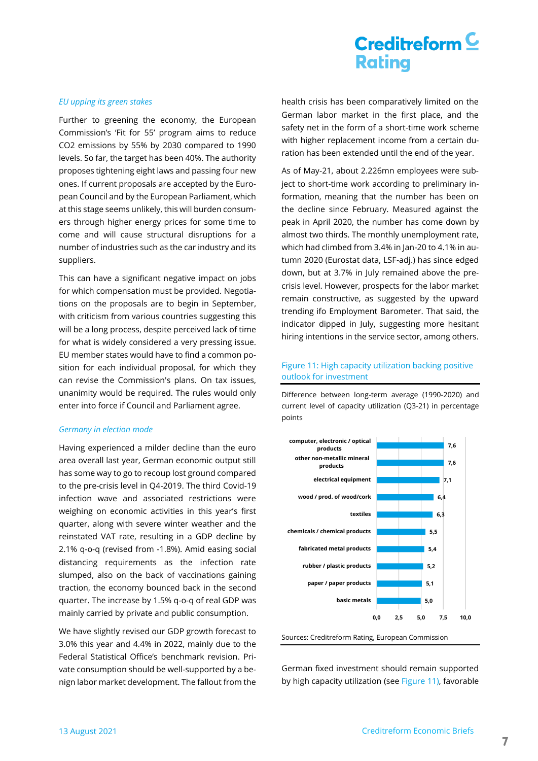### *EU upping its green stakes*

Further to greening the economy, the European Commission's 'Fit for 55' program aims to reduce $CO_2$ emissions by 55% by 2030 compared to 1990 levels. So far, the target has been 40%. The authority proposes tightening eight laws and passing four new ones. If current proposals are accepted by the European Council and by the European Parliament, which at this stage seems unlikely, this will burden consumers through higher energy prices for some time to come and will cause structural disruptions for a number of industries such as the car industry and its suppliers.

This can have a significant negative impact on jobs for which compensation must be provided. Negotiations on the proposals are to begin in September, with criticism from various countries suggesting this will be a long process, despite perceived lack of time for what is widely considered a very pressing issue. EU member states would have to find a common position for each individual proposal, for which they can revise the Commission's plans. On tax issues, unanimity would be required. The rules would only enter into force if Council and Parliament agree.

### *Germany in election mode*

Having experienced a milder decline than the euro area overall last year, German economic output still has some way to go to recoup lost ground compared to the pre-crisis level in Q4-2019. The third Covid-19 infection wave and associated restrictions were weighing on economic activities in this year's first quarter, along with severe winter weather and the reinstated VAT rate, resulting in a GDP decline by 2.1% q-o-q (revised from -1.8%). Amid easing social distancing requirements as the infection rate slumped, also on the back of vaccinations gaining traction, the economy bounced back in the second quarter. The increase by 1.5% q-o-q of real GDP was mainly carried by private and public consumption.

We have slightly revised our GDP growth forecast to 3.0% this year and 4.4% in 2022, mainly due to the Federal Statistical Office's benchmark revision. Private consumption should be well-supported by a benign labor market development. The fallout from the health crisis has been comparatively limited on the German labor market in the first place, and the safety net in the form of a short-time work scheme with higher replacement income from a certain duration has been extended until the end of the year.

As of May-21, about 2.226mn employees were subject to short-time work according to preliminary information, meaning that the number has been on the decline since February. Measured against the peak in April 2020, the number has come down by almost two thirds. The monthly unemployment rate, which had climbed from 3.4% in Jan-20 to 4.1% in autumn 2020 (Eurostat data, LSF-adj.) has since edged down, but at 3.7% in July remained above the pre-crisis level. However, prospects for the labor market remain constructive, as suggested by the upward trending ifo Employment Barometer. That said, the indicator dipped in July, suggesting more hesitant hiring intentions in the service sector, among others.

Figure 11: High capacity utilization backing positive outlook for investment

Difference between long-term average (1990-2020) and current level of capacity utilization (Q3-21) in percentage points

| Sector | Difference (pp) |
|---|---|
| computer, electronic / optical products | 7,6 |
| other non-metallic mineral products | 7,6 |
| electrical equipment | 7,1 |
| wood / prod. of wood/cork | 6,4 |
| textiles | 6,3 |
| chemicals / chemical products | 5,5 |
| fabricated metal products | 5,4 |
| rubber / plastic products | 5,2 |
| paper / paper products | 5,1 |
| basic metals | 5,0 |

Sources: Creditreform Rating, European Commission

German fixed investment should remain supported by high capacity utilization (see Figure 11), favorable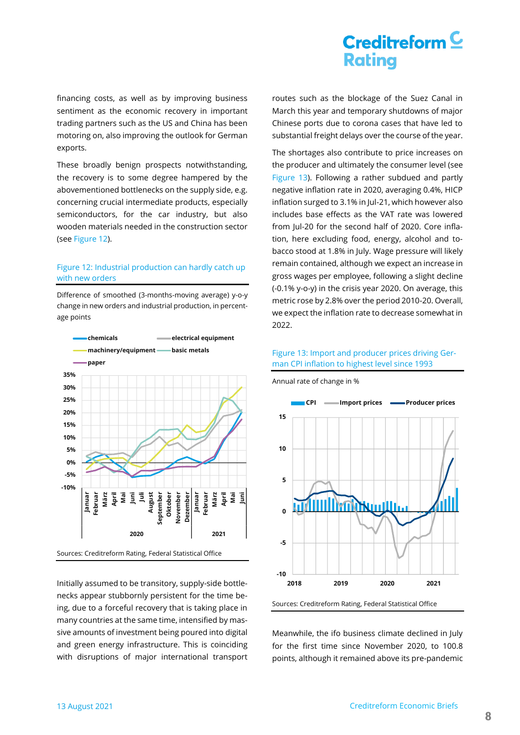financing costs, as well as by improving business sentiment as the economic recovery in important trading partners such as the US and China has been motoring on, also improving the outlook for German exports.

These broadly benign prospects notwithstanding, the recovery is to some degree hampered by the abovementioned bottlenecks on the supply side, e.g. concerning crucial intermediate products, especially semiconductors, for the car industry, but also wooden materials needed in the construction sector (see Figure 12).

Figure 12: Industrial production can hardly catch up with new orders

Difference of smoothed (3-months-moving average) y-o-y change in new orders and industrial production, in percentage points

Sources: Creditreform Rating, Federal Statistical Office

Initially assumed to be transitory, supply-side bottlenecks appear stubbornly persistent for the time being, due to a forceful recovery that is taking place in many countries at the same time, intensified by massive amounts of investment being poured into digital and green energy infrastructure. This is coinciding with disruptions of major international transport routes such as the blockage of the Suez Canal in March this year and temporary shutdowns of major Chinese ports due to corona cases that have led to substantial freight delays over the course of the year.

The shortages also contribute to price increases on the producer and ultimately the consumer level (see Figure 13). Following a rather subdued and partly negative inflation rate in 2020, averaging 0.4%, HICP inflation surged to 3.1% in Jul-21, which however also includes base effects as the VAT rate was lowered from Jul-20 for the second half of 2020. Core inflation, here excluding food, energy, alcohol and tobacco stood at 1.8% in July. Wage pressure will likely remain contained, although we expect an increase in gross wages per employee, following a slight decline (-0.1% y-o-y) in the crisis year 2020. On average, this metric rose by 2.8% over the period 2010-20. Overall, we expect the inflation rate to decrease somewhat in 2022.

Figure 13: Import and producer prices driving German CPI inflation to highest level since 1993

Annual rate of change in %

Sources: Creditreform Rating, Federal Statistical Office

Meanwhile, the ifo business climate declined in July for the first time since November 2020, to 100.8 points, although it remained above its pre-pandemic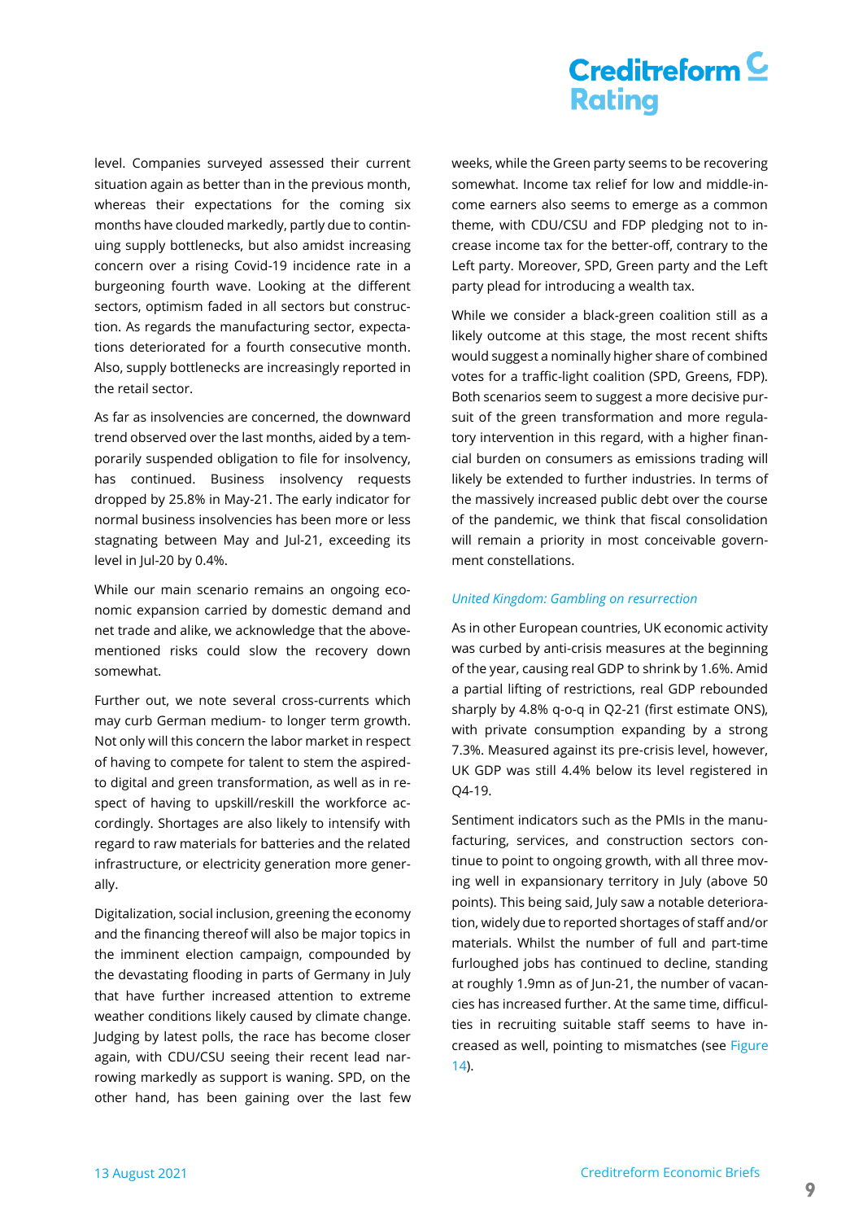level. Companies surveyed assessed their current situation again as better than in the previous month, whereas their expectations for the coming six months have clouded markedly, partly due to continuing supply bottlenecks, but also amidst increasing concern over a rising Covid-19 incidence rate in a burgeoning fourth wave. Looking at the different sectors, optimism faded in all sectors but construction. As regards the manufacturing sector, expectations deteriorated for a fourth consecutive month. Also, supply bottlenecks are increasingly reported in the retail sector.

As far as insolvencies are concerned, the downward trend observed over the last months, aided by a temporarily suspended obligation to file for insolvency, has continued. Business insolvency requests dropped by 25.8% in May-21. The early indicator for normal business insolvencies has been more or less stagnating between May and Jul-21, exceeding its level in Jul-20 by 0.4%.

While our main scenario remains an ongoing economic expansion carried by domestic demand and net trade and alike, we acknowledge that the above-mentioned risks could slow the recovery down somewhat.

Further out, we note several cross-currents which may curb German medium- to longer term growth. Not only will this concern the labor market in respect of having to compete for talent to stem the aspired-to digital and green transformation, as well as in respect of having to upskill/reskill the workforce accordingly. Shortages are also likely to intensify with regard to raw materials for batteries and the related infrastructure, or electricity generation more generally.

Digitalization, social inclusion, greening the economy and the financing thereof will also be major topics in the imminent election campaign, compounded by the devastating flooding in parts of Germany in July that have further increased attention to extreme weather conditions likely caused by climate change. Judging by latest polls, the race has become closer again, with CDU/CSU seeing their recent lead narrowing markedly as support is waning. SPD, on the other hand, has been gaining over the last few weeks, while the Green party seems to be recovering somewhat. Income tax relief for low and middle-income earners also seems to emerge as a common theme, with CDU/CSU and FDP pledging not to increase income tax for the better-off, contrary to the Left party. Moreover, SPD, Green party and the Left party plead for introducing a wealth tax.

While we consider a black-green coalition still as a likely outcome at this stage, the most recent shifts would suggest a nominally higher share of combined votes for a traffic-light coalition (SPD, Greens, FDP). Both scenarios seem to suggest a more decisive pursuit of the green transformation and more regulatory intervention in this regard, with a higher financial burden on consumers as emissions trading will likely be extended to further industries. In terms of the massively increased public debt over the course of the pandemic, we think that fiscal consolidation will remain a priority in most conceivable government constellations.

### *United Kingdom: Gambling on resurrection*

As in other European countries, UK economic activity was curbed by anti-crisis measures at the beginning of the year, causing real GDP to shrink by 1.6%. Amid a partial lifting of restrictions, real GDP rebounded sharply by 4.8% q-o-q in Q2-21 (first estimate ONS), with private consumption expanding by a strong 7.3%. Measured against its pre-crisis level, however, UK GDP was still 4.4% below its level registered in Q4-19.

Sentiment indicators such as the PMIs in the manufacturing, services, and construction sectors continue to point to ongoing growth, with all three moving well in expansionary territory in July (above 50 points). This being said, July saw a notable deterioration, widely due to reported shortages of staff and/or materials. Whilst the number of full and part-time furloughed jobs has continued to decline, standing at roughly 1.9mn as of Jun-21, the number of vacancies has increased further. At the same time, difficulties in recruiting suitable staff seems to have increased as well, pointing to mismatches (see Figure 14).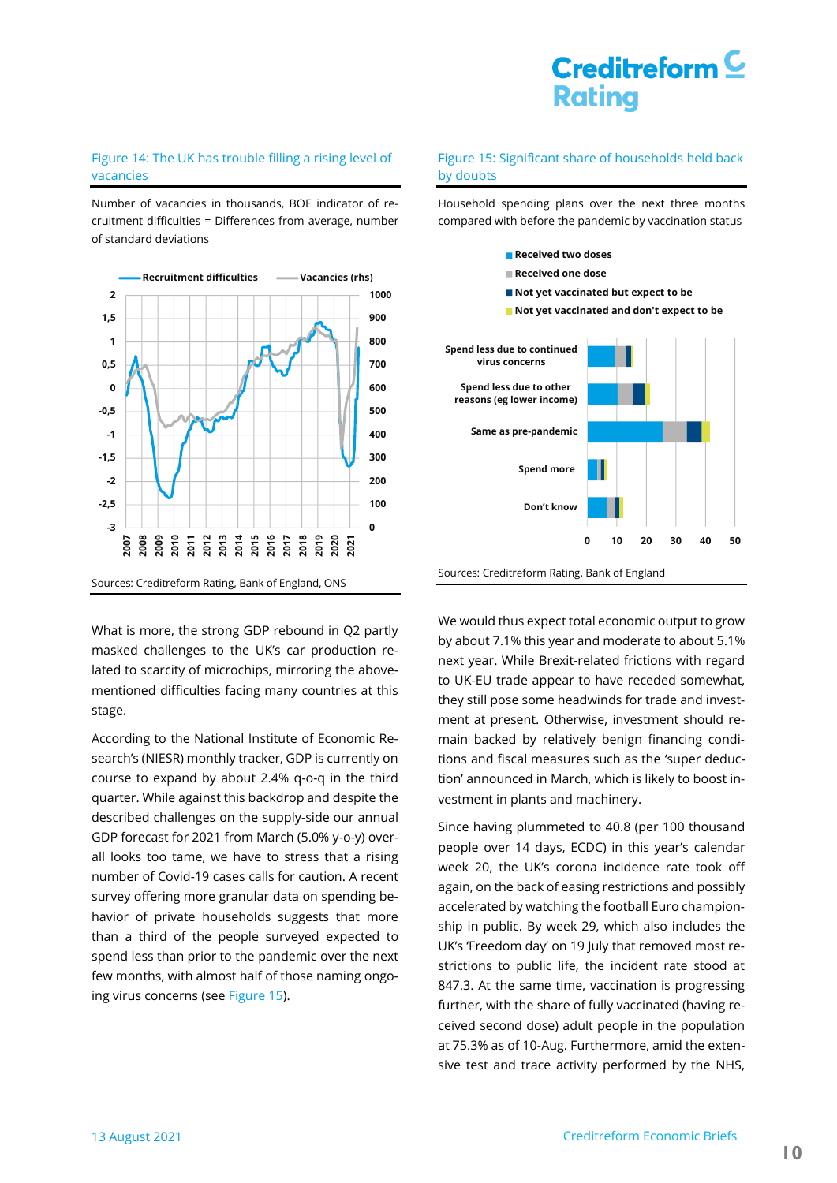Figure 14: The UK has trouble filling a rising level of vacancies

Number of vacancies in thousands, BOE indicator of recruitment difficulties = Differences from average, number of standard deviations

Sources: Creditreform Rating, Bank of England, ONS

Figure 15: Significant share of households held back by doubts

Household spending plans over the next three months compared with before the pandemic by vaccination status

Sources: Creditreform Rating, Bank of England

What is more, the strong GDP rebound in Q2 partly masked challenges to the UK's car production related to scarcity of microchips, mirroring the above-mentioned difficulties facing many countries at this stage.

According to the National Institute of Economic Research's (NIESR) monthly tracker, GDP is currently on course to expand by about 2.4% q-o-q in the third quarter. While against this backdrop and despite the described challenges on the supply-side our annual GDP forecast for 2021 from March (5.0% y-o-y) overall looks too tame, we have to stress that a rising number of Covid-19 cases calls for caution. A recent survey offering more granular data on spending behavior of private households suggests that more than a third of the people surveyed expected to spend less than prior to the pandemic over the next few months, with almost half of those naming ongoing virus concerns (see Figure 15).

We would thus expect total economic output to grow by about 7.1% this year and moderate to about 5.1% next year. While Brexit-related frictions with regard to UK-EU trade appear to have receded somewhat, they still pose some headwinds for trade and investment at present. Otherwise, investment should remain backed by relatively benign financing conditions and fiscal measures such as the 'super deduction' announced in March, which is likely to boost investment in plants and machinery.

Since having plummeted to 40.8 (per 100 thousand people over 14 days, ECDC) in this year's calendar week 20, the UK's corona incidence rate took off again, on the back of easing restrictions and possibly accelerated by watching the football Euro championship in public. By week 29, which also includes the UK's 'Freedom day' on 19 July that removed most restrictions to public life, the incident rate stood at 847.3. At the same time, vaccination is progressing further, with the share of fully vaccinated (having received second dose) adult people in the population at 75.3% as of 10-Aug. Furthermore, amid the extensive test and trace activity performed by the NHS,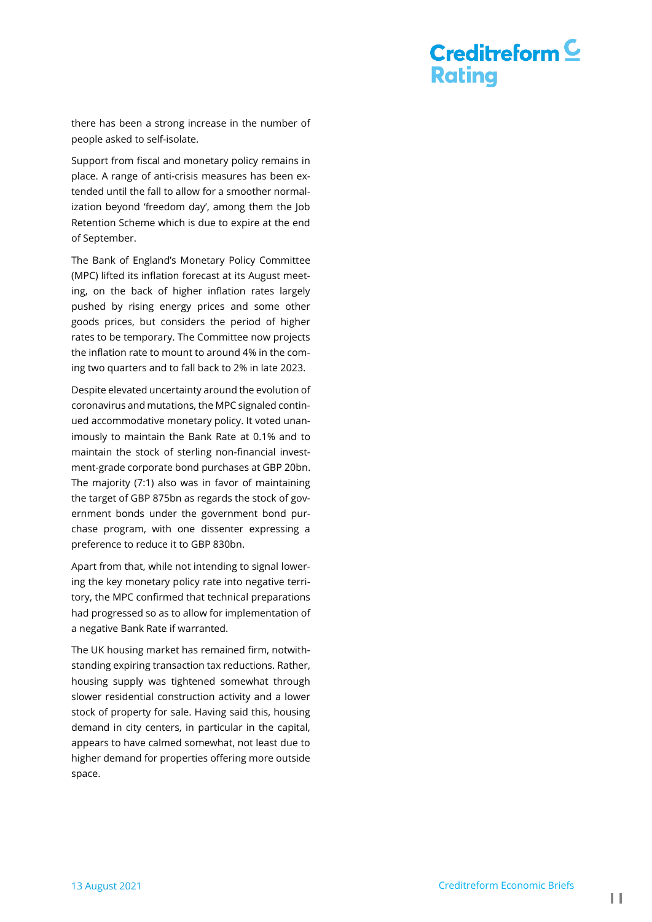there has been a strong increase in the number of people asked to self-isolate.

Support from fiscal and monetary policy remains in place. A range of anti-crisis measures has been extended until the fall to allow for a smoother normalization beyond 'freedom day', among them the Job Retention Scheme which is due to expire at the end of September.

The Bank of England's Monetary Policy Committee (MPC) lifted its inflation forecast at its August meeting, on the back of higher inflation rates largely pushed by rising energy prices and some other goods prices, but considers the period of higher rates to be temporary. The Committee now projects the inflation rate to mount to around 4% in the coming two quarters and to fall back to 2% in late 2023.

Despite elevated uncertainty around the evolution of coronavirus and mutations, the MPC signaled continued accommodative monetary policy. It voted unanimously to maintain the Bank Rate at 0.1% and to maintain the stock of sterling non-financial investment-grade corporate bond purchases at GBP 20bn. The majority (7:1) also was in favor of maintaining the target of GBP 875bn as regards the stock of government bonds under the government bond purchase program, with one dissenter expressing a preference to reduce it to GBP 830bn.

Apart from that, while not intending to signal lowering the key monetary policy rate into negative territory, the MPC confirmed that technical preparations had progressed so as to allow for implementation of a negative Bank Rate if warranted.

The UK housing market has remained firm, notwithstanding expiring transaction tax reductions. Rather, housing supply was tightened somewhat through slower residential construction activity and a lower stock of property for sale. Having said this, housing demand in city centers, in particular in the capital, appears to have calmed somewhat, not least due to higher demand for properties offering more outside space.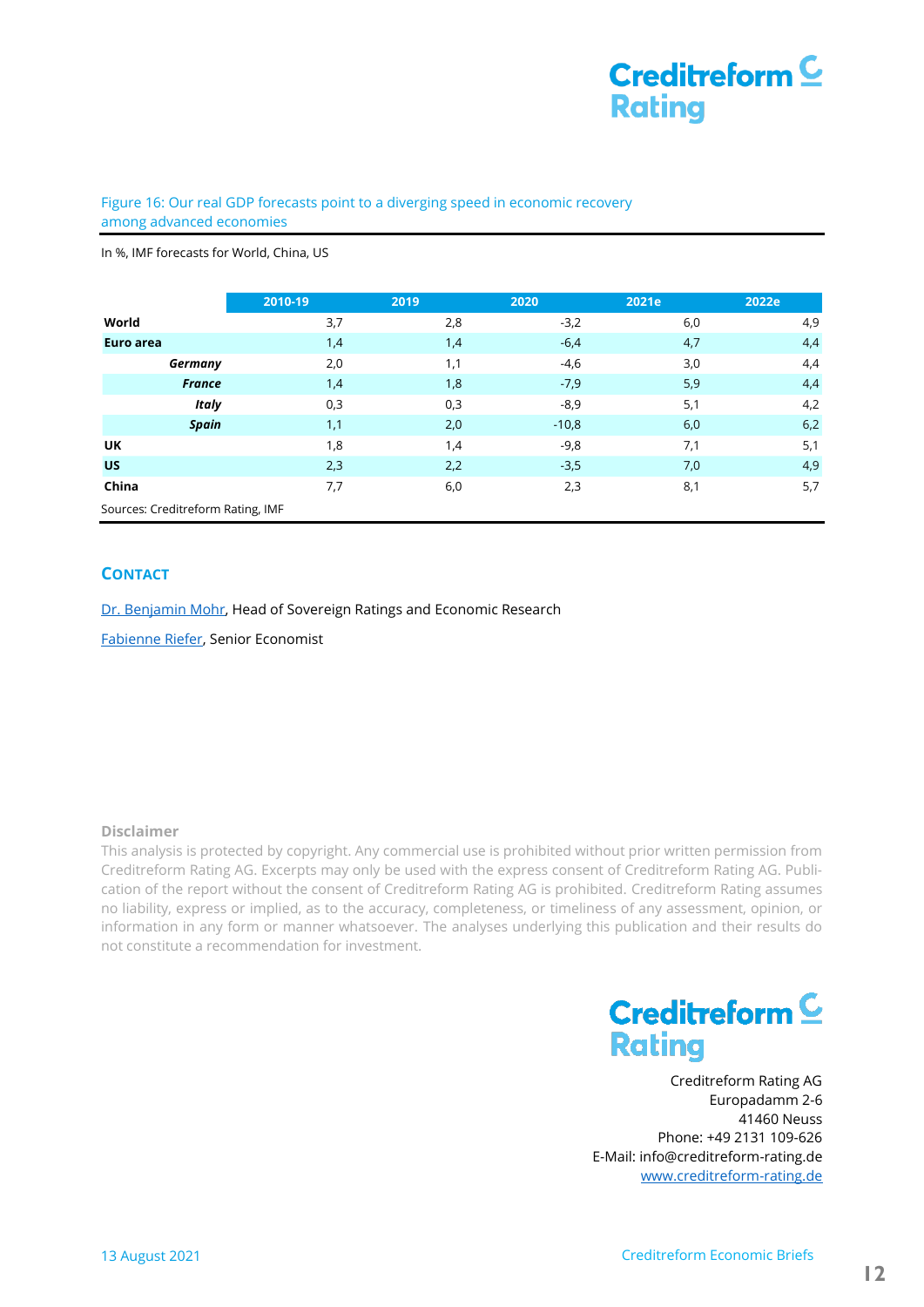Figure 16: Our real GDP forecasts point to a diverging speed in economic recovery among advanced economies

In %, IMF forecasts for World, China, US

| | 2010-19 | 2019 | 2020 | 2021e | 2022e |
|---|---|---|---|---|---|
| **World** | 3,7 | 2,8 | -3,2 | 6,0 | 4,9 |
| **Euro area** | 1,4 | 1,4 | -6,4 | 4,7 | 4,4 |
| ***Germany*** | 2,0 | 1,1 | -4,6 | 3,0 | 4,4 |
| ***France*** | 1,4 | 1,8 | -7,9 | 5,9 | 4,4 |
| ***Italy*** | 0,3 | 0,3 | -8,9 | 5,1 | 4,2 |
| ***Spain*** | 1,1 | 2,0 | -10,8 | 6,0 | 6,2 |
| **UK** | 1,8 | 1,4 | -9,8 | 7,1 | 5,1 |
| **US** | 2,3 | 2,2 | -3,5 | 7,0 | 4,9 |
| **China** | 7,7 | 6,0 | 2,3 | 8,1 | 5,7 |

Sources: Creditreform Rating, IMF

## Contact

Dr. Benjamin Mohr, Head of Sovereign Ratings and Economic Research

Fabienne Riefer, Senior Economist

**Disclaimer**

This analysis is protected by copyright. Any commercial use is prohibited without prior written permission from Creditreform Rating AG. Excerpts may only be used with the express consent of Creditreform Rating AG. Publication of the report without the consent of Creditreform Rating AG is prohibited. Creditreform Rating assumes no liability, express or implied, as to the accuracy, completeness, or timeliness of any assessment, opinion, or information in any form or manner whatsoever. The analyses underlying this publication and their results do not constitute a recommendation for investment.

Creditreform Rating AG
Europadamm 2-6
41460 Neuss
Phone: +49 2131 109-626
E-Mail: info@creditreform-rating.de
www.creditreform-rating.de